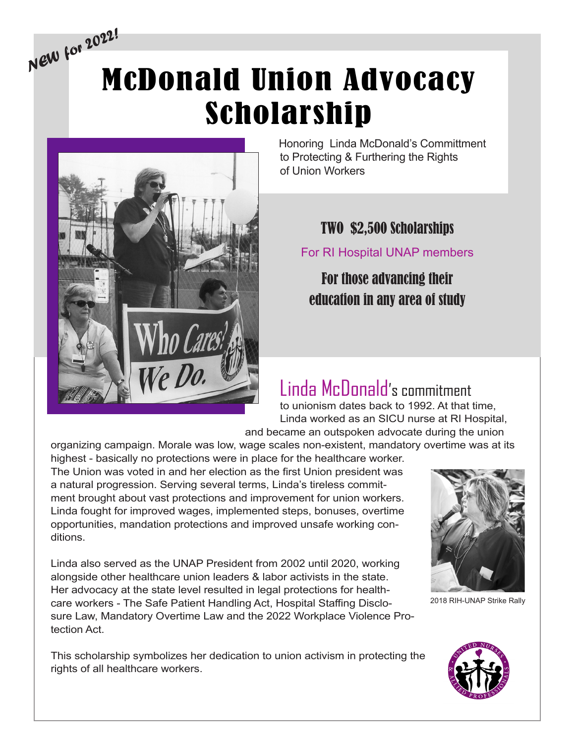*New for 2022!*

# McDonald Union Advocacy Scholarship

Honoring Linda McDonald's Committment to Protecting & Furthering the Rights of Union Workers

## TWO $2,500 Scholarships

For RI Hospital UNAP members

**For those advancing their education in any area of study**

## Linda McDonald's commitment

to unionism dates back to 1992. At that time, Linda worked as an SICU nurse at RI Hospital, and became an outspoken advocate during the union organizing campaign. Morale was low, wage scales non-existent, mandatory overtime was at its highest - basically no protections were in place for the healthcare worker. The Union was voted in and her election as the first Union president was a natural progression. Serving several terms, Linda's tireless commitment brought about vast protections and improvement for union workers. Linda fought for improved wages, implemented steps, bonuses, overtime opportunities, mandation protections and improved unsafe working conditions.

Linda also served as the UNAP President from 2002 until 2020, working alongside other healthcare union leaders & labor activists in the state. Her advocacy at the state level resulted in legal protections for healthcare workers - The Safe Patient Handling Act, Hospital Staffing Disclosure Law, Mandatory Overtime Law and the 2022 Workplace Violence Protection Act.

2018 RIH-UNAP Strike Rally

This scholarship symbolizes her dedication to union activism in protecting the rights of all healthcare workers.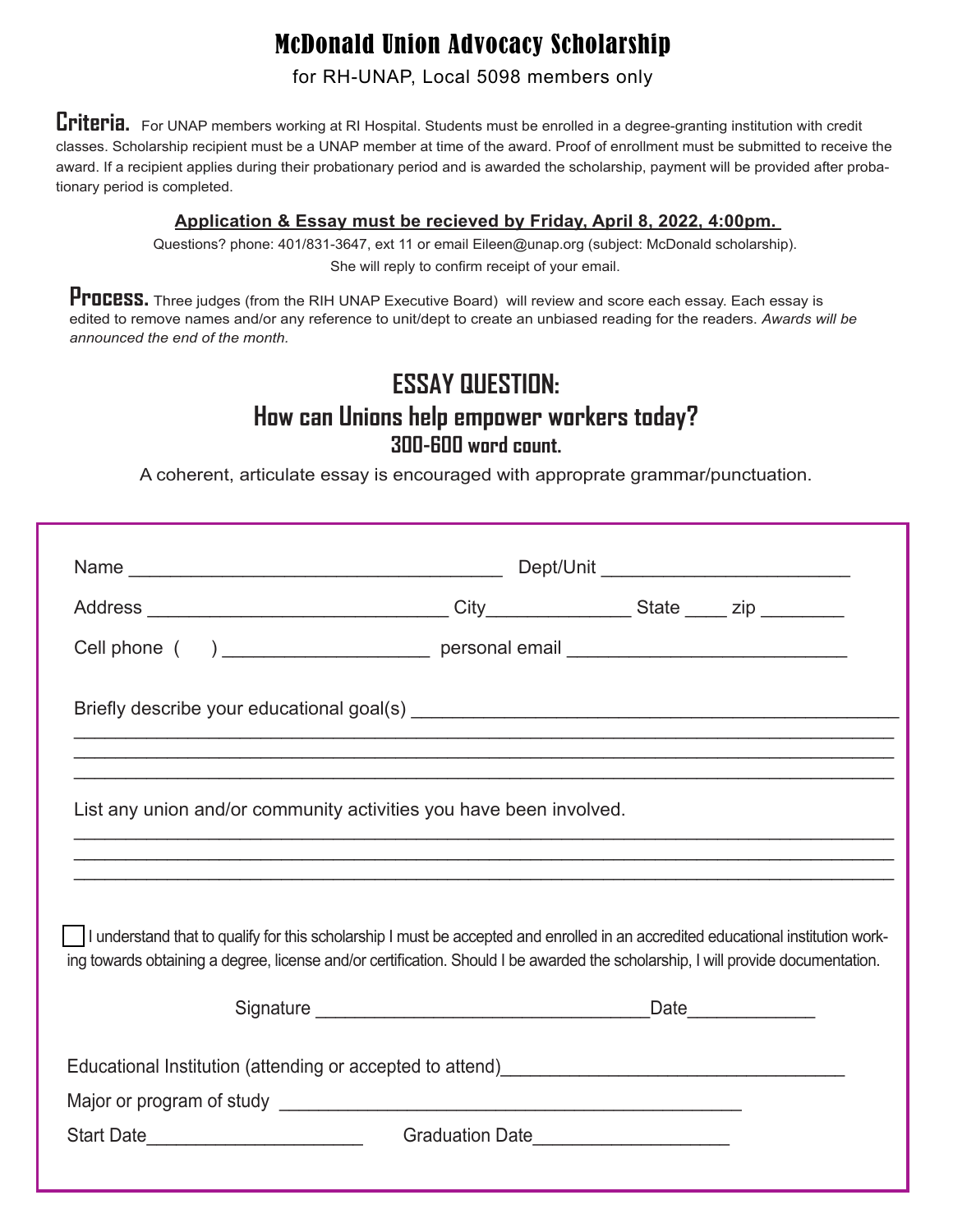# McDonald Union Advocacy Scholarship

for RH-UNAP, Local 5098 members only

**Criteria.** For UNAP members working at RI Hospital. Students must be enrolled in a degree-granting institution with credit classes. Scholarship recipient must be a UNAP member at time of the award. Proof of enrollment must be submitted to receive the award. If a recipient applies during their probationary period and is awarded the scholarship, payment will be provided after probationary period is completed.

**Application & Essay must be recieved by Friday, April 8, 2022, 4:00pm.**

Questions? phone: 401/831-3647, ext 11 or email Eileen@unap.org (subject: McDonald scholarship). She will reply to confirm receipt of your email.

**Process.** Three judges (from the RIH UNAP Executive Board) will review and score each essay. Each essay is edited to remove names and/or any reference to unit/dept to create an unbiased reading for the readers. *Awards will be announced the end of the month.*

## ESSAY QUESTION:

### How can Unions help empower workers today?

**300-600 word count.**

A coherent, articulate essay is encouraged with approprate grammar/punctuation.

Name ___________________________________ Dept/Unit _______________________

Address ____________________________ City_____________ State ____ zip ________

Cell phone ( ) ___________________ personal email __________________________

Briefly describe your educational goal(s) ______________________________________________
_____________________________________________________________________________
_____________________________________________________________________________
_____________________________________________________________________________

List any union and/or community activities you have been involved.
_____________________________________________________________________________
_____________________________________________________________________________
_____________________________________________________________________________

☐ I understand that to qualify for this scholarship I must be accepted and enrolled in an accredited educational institution working towards obtaining a degree, license and/or certification. Should I be awarded the scholarship, I will provide documentation.

Signature _______________________________ Date____________

Educational Institution (attending or accepted to attend)_________________________________

Major or program of study ____________________________________________

Start Date_____________________ Graduation Date__________________